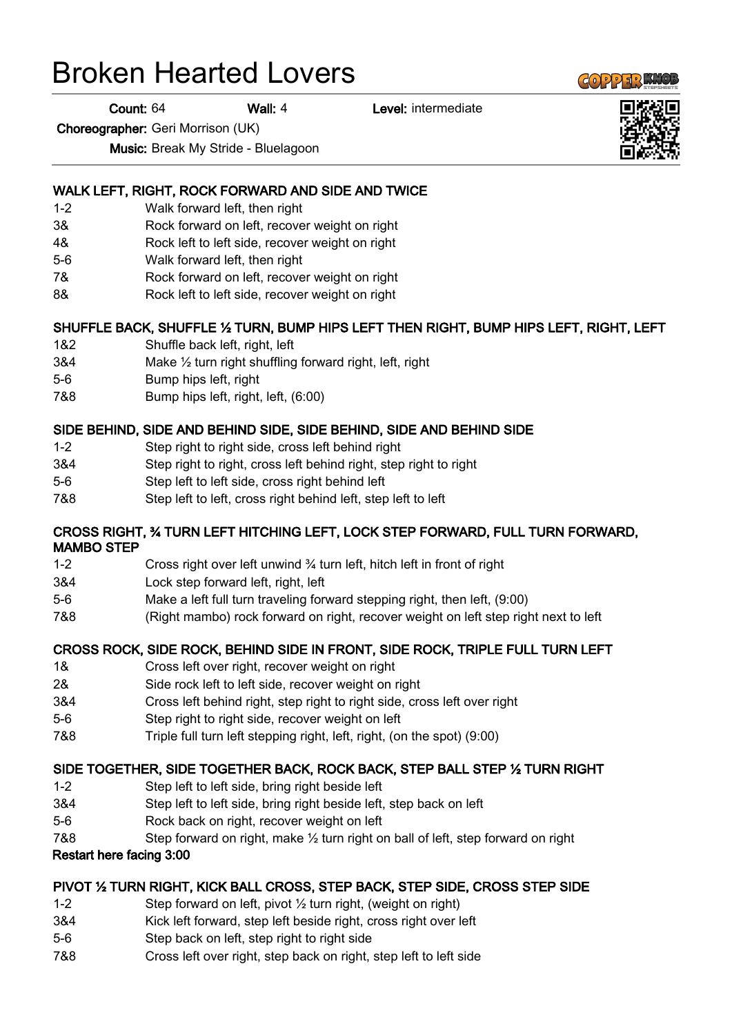# Broken Hearted Lovers

**Count:** 64 **Wall:** 4 **Level:** intermediate

**Choreographer:** Geri Morrison (UK)

**Music:** Break My Stride - Bluelagoon

---

**WALK LEFT, RIGHT, ROCK FORWARD AND SIDE AND TWICE**

| | |
|---|---|
| 1-2 | Walk forward left, then right |
| 3& | Rock forward on left, recover weight on right |
| 4& | Rock left to left side, recover weight on right |
| 5-6 | Walk forward left, then right |
| 7& | Rock forward on left, recover weight on right |
| 8& | Rock left to left side, recover weight on right |

**SHUFFLE BACK, SHUFFLE ½ TURN, BUMP HIPS LEFT THEN RIGHT, BUMP HIPS LEFT, RIGHT, LEFT**

| | |
|---|---|
| 1&2 | Shuffle back left, right, left |
| 3&4 | Make ½ turn right shuffling forward right, left, right |
| 5-6 | Bump hips left, right |
| 7&8 | Bump hips left, right, left, (6:00) |

**SIDE BEHIND, SIDE AND BEHIND SIDE, SIDE BEHIND, SIDE AND BEHIND SIDE**

| | |
|---|---|
| 1-2 | Step right to right side, cross left behind right |
| 3&4 | Step right to right, cross left behind right, step right to right |
| 5-6 | Step left to left side, cross right behind left |
| 7&8 | Step left to left, cross right behind left, step left to left |

**CROSS RIGHT, ¾ TURN LEFT HITCHING LEFT, LOCK STEP FORWARD, FULL TURN FORWARD, MAMBO STEP**

| | |
|---|---|
| 1-2 | Cross right over left unwind ¾ turn left, hitch left in front of right |
| 3&4 | Lock step forward left, right, left |
| 5-6 | Make a left full turn traveling forward stepping right, then left, (9:00) |
| 7&8 | (Right mambo) rock forward on right, recover weight on left step right next to left |

**CROSS ROCK, SIDE ROCK, BEHIND SIDE IN FRONT, SIDE ROCK, TRIPLE FULL TURN LEFT**

| | |
|---|---|
| 1& | Cross left over right, recover weight on right |
| 2& | Side rock left to left side, recover weight on right |
| 3&4 | Cross left behind right, step right to right side, cross left over right |
| 5-6 | Step right to right side, recover weight on left |
| 7&8 | Triple full turn left stepping right, left, right, (on the spot) (9:00) |

**SIDE TOGETHER, SIDE TOGETHER BACK, ROCK BACK, STEP BALL STEP ½ TURN RIGHT**

| | |
|---|---|
| 1-2 | Step left to left side, bring right beside left |
| 3&4 | Step left to left side, bring right beside left, step back on left |
| 5-6 | Rock back on right, recover weight on left |
| 7&8 | Step forward on right, make ½ turn right on ball of left, step forward on right |

**Restart here facing 3:00**

**PIVOT ½ TURN RIGHT, KICK BALL CROSS, STEP BACK, STEP SIDE, CROSS STEP SIDE**

| | |
|---|---|
| 1-2 | Step forward on left, pivot ½ turn right, (weight on right) |
| 3&4 | Kick left forward, step left beside right, cross right over left |
| 5-6 | Step back on left, step right to right side |
| 7&8 | Cross left over right, step back on right, step left to left side |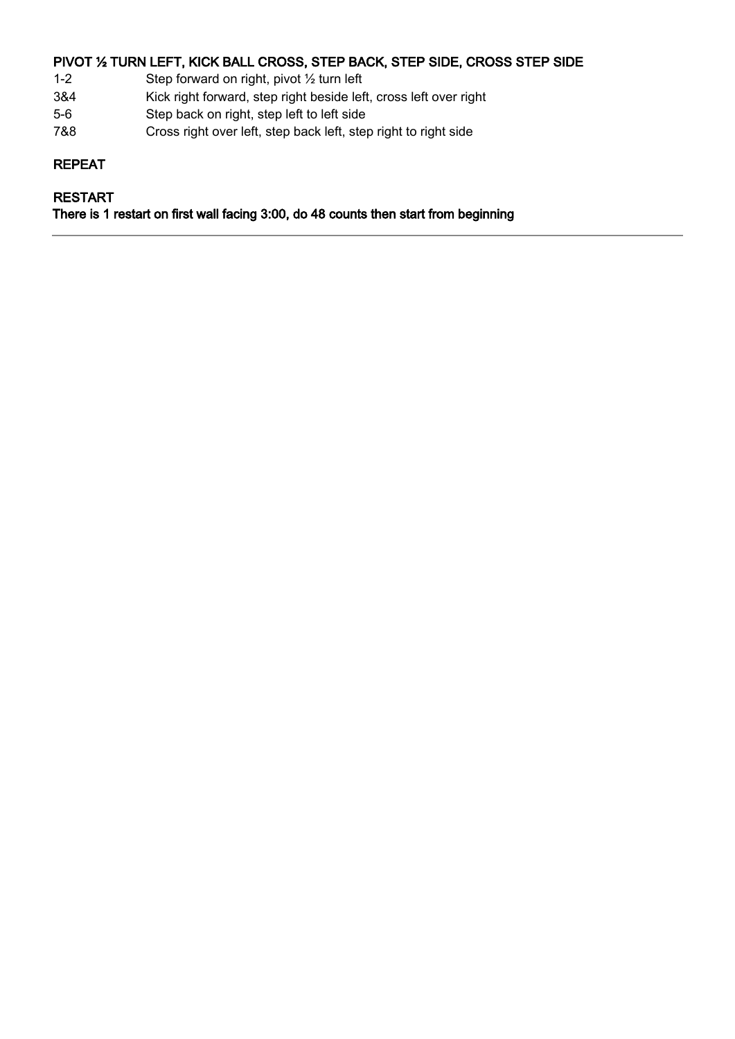**PIVOT ½ TURN LEFT, KICK BALL CROSS, STEP BACK, STEP SIDE, CROSS STEP SIDE**

| | |
|---|---|
| 1-2 | Step forward on right, pivot ½ turn left |
| 3&4 | Kick right forward, step right beside left, cross left over right |
| 5-6 | Step back on right, step left to left side |
| 7&8 | Cross right over left, step back left, step right to right side |

**REPEAT**

**RESTART**
**There is 1 restart on first wall facing 3:00, do 48 counts then start from beginning**

---